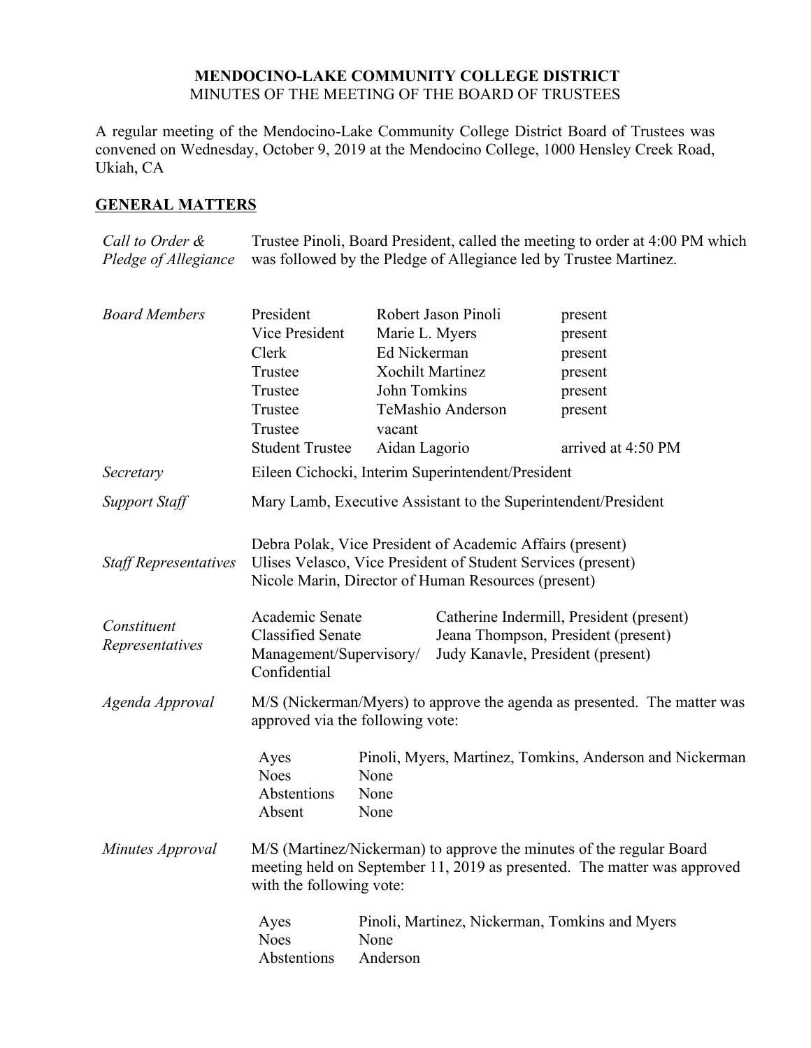**MENDOCINO-LAKE COMMUNITY COLLEGE DISTRICT**
MINUTES OF THE MEETING OF THE BOARD OF TRUSTEES

A regular meeting of the Mendocino-Lake Community College District Board of Trustees was convened on Wednesday, October 9, 2019 at the Mendocino College, 1000 Hensley Creek Road, Ukiah, CA

## GENERAL MATTERS

*Call to Order & Pledge of Allegiance*

Trustee Pinoli, Board President, called the meeting to order at 4:00 PM which was followed by the Pledge of Allegiance led by Trustee Martinez.

*Board Members*

| | | |
|---|---|---|
| President | Robert Jason Pinoli | present |
| Vice President | Marie L. Myers | present |
| Clerk | Ed Nickerman | present |
| Trustee | Xochilt Martinez | present |
| Trustee | John Tomkins | present |
| Trustee | TeMashio Anderson | present |
| Trustee | vacant | |
| Student Trustee | Aidan Lagorio | arrived at 4:50 PM |

*Secretary*

Eileen Cichocki, Interim Superintendent/President

*Support Staff*

Mary Lamb, Executive Assistant to the Superintendent/President

*Staff Representatives*

Debra Polak, Vice President of Academic Affairs (present)
Ulises Velasco, Vice President of Student Services (present)
Nicole Marin, Director of Human Resources (present)

*Constituent Representatives*

| | |
|---|---|
| Academic Senate | Catherine Indermill, President (present) |
| Classified Senate | Jeana Thompson, President (present) |
| Management/Supervisory/ Confidential | Judy Kanavle, President (present) |

*Agenda Approval*

M/S (Nickerman/Myers) to approve the agenda as presented. The matter was approved via the following vote:

| | |
|---|---|
| Ayes | Pinoli, Myers, Martinez, Tomkins, Anderson and Nickerman |
| Noes | None |
| Abstentions | None |
| Absent | None |

*Minutes Approval*

M/S (Martinez/Nickerman) to approve the minutes of the regular Board meeting held on September 11, 2019 as presented. The matter was approved with the following vote:

| | |
|---|---|
| Ayes | Pinoli, Martinez, Nickerman, Tomkins and Myers |
| Noes | None |
| Abstentions | Anderson |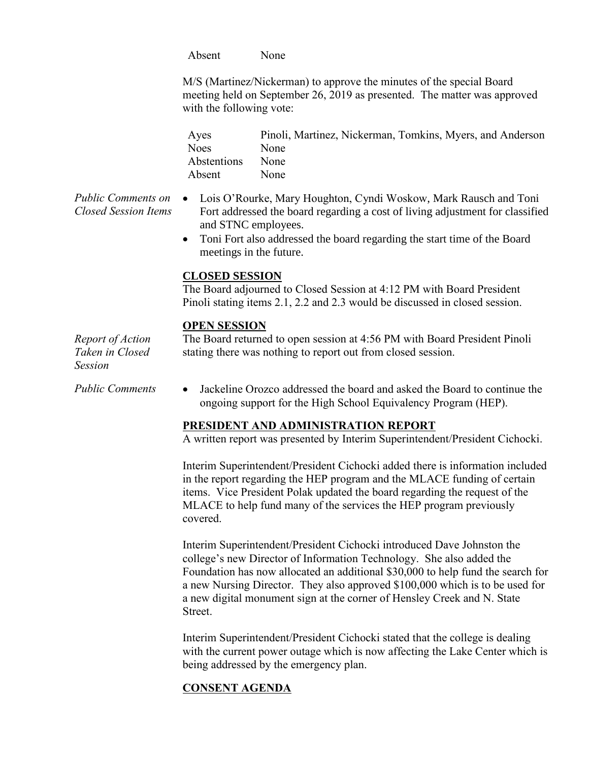| | |
|---|---|
| Absent | None |

M/S (Martinez/Nickerman) to approve the minutes of the special Board meeting held on September 26, 2019 as presented. The matter was approved with the following vote:

| | |
|---|---|
| Ayes | Pinoli, Martinez, Nickerman, Tomkins, Myers, and Anderson |
| Noes | None |
| Abstentions | None |
| Absent | None |

*Public Comments on Closed Session Items*

- Lois O'Rourke, Mary Houghton, Cyndi Woskow, Mark Rausch and Toni Fort addressed the board regarding a cost of living adjustment for classified and STNC employees.
- Toni Fort also addressed the board regarding the start time of the Board meetings in the future.

**CLOSED SESSION**

The Board adjourned to Closed Session at 4:12 PM with Board President Pinoli stating items 2.1, 2.2 and 2.3 would be discussed in closed session.

**OPEN SESSION**

*Report of Action Taken in Closed Session*

The Board returned to open session at 4:56 PM with Board President Pinoli stating there was nothing to report out from closed session.

*Public Comments*

- Jackeline Orozco addressed the board and asked the Board to continue the ongoing support for the High School Equivalency Program (HEP).

**PRESIDENT AND ADMINISTRATION REPORT**

A written report was presented by Interim Superintendent/President Cichocki.

Interim Superintendent/President Cichocki added there is information included in the report regarding the HEP program and the MLACE funding of certain items. Vice President Polak updated the board regarding the request of the MLACE to help fund many of the services the HEP program previously covered.

Interim Superintendent/President Cichocki introduced Dave Johnston the college's new Director of Information Technology. She also added the Foundation has now allocated an additional $30,000 to help fund the search for a new Nursing Director. They also approved $100,000 which is to be used for a new digital monument sign at the corner of Hensley Creek and N. State Street.

Interim Superintendent/President Cichocki stated that the college is dealing with the current power outage which is now affecting the Lake Center which is being addressed by the emergency plan.

**CONSENT AGENDA**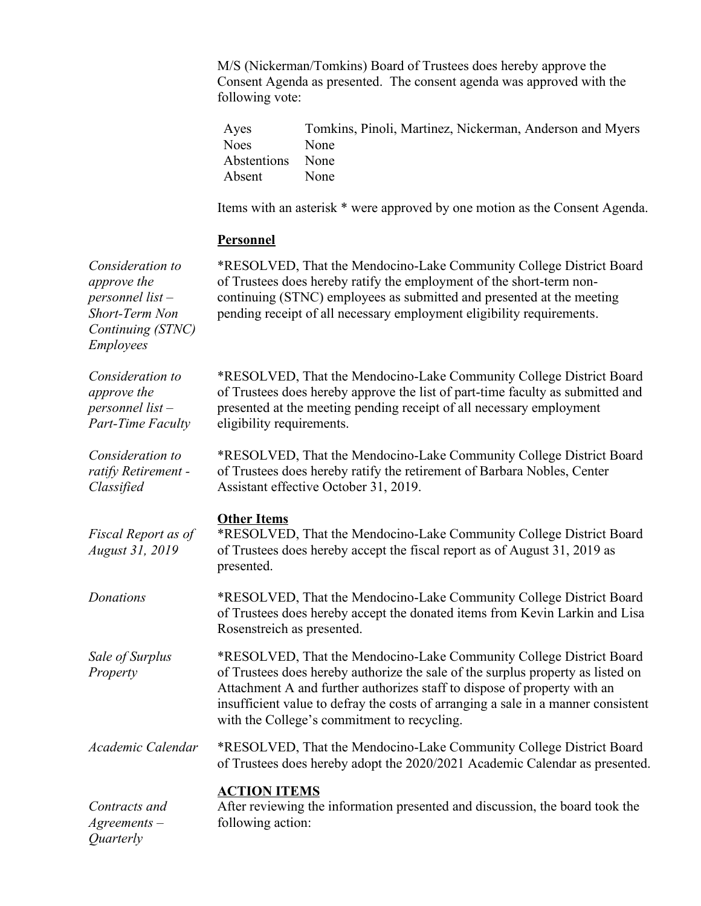M/S (Nickerman/Tomkins) Board of Trustees does hereby approve the Consent Agenda as presented. The consent agenda was approved with the following vote:

| | |
|---|---|
| Ayes | Tomkins, Pinoli, Martinez, Nickerman, Anderson and Myers |
| Noes | None |
| Abstentions | None |
| Absent | None |

Items with an asterisk * were approved by one motion as the Consent Agenda.

**Personnel**

*Consideration to approve the personnel list – Short-Term Non Continuing (STNC) Employees*

*RESOLVED, That the Mendocino-Lake Community College District Board of Trustees does hereby ratify the employment of the short-term non-continuing (STNC) employees as submitted and presented at the meeting pending receipt of all necessary employment eligibility requirements.

*Consideration to approve the personnel list – Part-Time Faculty*

*RESOLVED, That the Mendocino-Lake Community College District Board of Trustees does hereby approve the list of part-time faculty as submitted and presented at the meeting pending receipt of all necessary employment eligibility requirements.

*Consideration to ratify Retirement - Classified*

*RESOLVED, That the Mendocino-Lake Community College District Board of Trustees does hereby ratify the retirement of Barbara Nobles, Center Assistant effective October 31, 2019.

**Other Items**

*Fiscal Report as of August 31, 2019*

*RESOLVED, That the Mendocino-Lake Community College District Board of Trustees does hereby accept the fiscal report as of August 31, 2019 as presented.

*Donations*

*RESOLVED, That the Mendocino-Lake Community College District Board of Trustees does hereby accept the donated items from Kevin Larkin and Lisa Rosenstreich as presented.

*Sale of Surplus Property*

*RESOLVED, That the Mendocino-Lake Community College District Board of Trustees does hereby authorize the sale of the surplus property as listed on Attachment A and further authorizes staff to dispose of property with an insufficient value to defray the costs of arranging a sale in a manner consistent with the College's commitment to recycling.

*Academic Calendar*

*RESOLVED, That the Mendocino-Lake Community College District Board of Trustees does hereby adopt the 2020/2021 Academic Calendar as presented.

**ACTION ITEMS**

*Contracts and Agreements – Quarterly*

After reviewing the information presented and discussion, the board took the following action: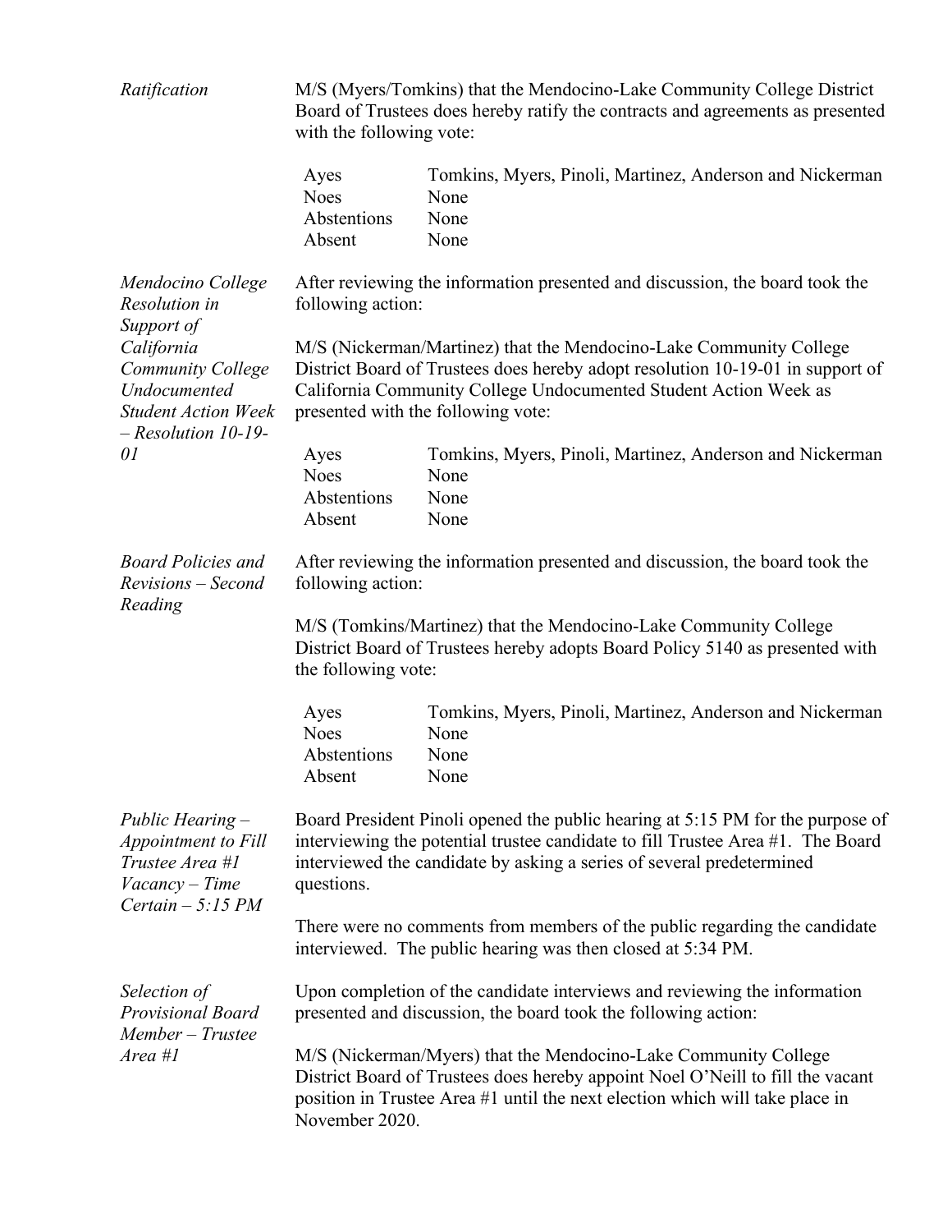*Ratification*

M/S (Myers/Tomkins) that the Mendocino-Lake Community College District Board of Trustees does hereby ratify the contracts and agreements as presented with the following vote:

| | |
|---|---|
| Ayes | Tomkins, Myers, Pinoli, Martinez, Anderson and Nickerman |
| Noes | None |
| Abstentions | None |
| Absent | None |

*Mendocino College Resolution in Support of California Community College Undocumented Student Action Week – Resolution 10-19-01*

After reviewing the information presented and discussion, the board took the following action:

M/S (Nickerman/Martinez) that the Mendocino-Lake Community College District Board of Trustees does hereby adopt resolution 10-19-01 in support of California Community College Undocumented Student Action Week as presented with the following vote:

| | |
|---|---|
| Ayes | Tomkins, Myers, Pinoli, Martinez, Anderson and Nickerman |
| Noes | None |
| Abstentions | None |
| Absent | None |

*Board Policies and Revisions – Second Reading*

After reviewing the information presented and discussion, the board took the following action:

M/S (Tomkins/Martinez) that the Mendocino-Lake Community College District Board of Trustees hereby adopts Board Policy 5140 as presented with the following vote:

| | |
|---|---|
| Ayes | Tomkins, Myers, Pinoli, Martinez, Anderson and Nickerman |
| Noes | None |
| Abstentions | None |
| Absent | None |

*Public Hearing – Appointment to Fill Trustee Area #1 Vacancy – Time Certain – 5:15 PM*

Board President Pinoli opened the public hearing at 5:15 PM for the purpose of interviewing the potential trustee candidate to fill Trustee Area #1. The Board interviewed the candidate by asking a series of several predetermined questions.

There were no comments from members of the public regarding the candidate interviewed. The public hearing was then closed at 5:34 PM.

*Selection of Provisional Board Member – Trustee Area #1*

Upon completion of the candidate interviews and reviewing the information presented and discussion, the board took the following action:

M/S (Nickerman/Myers) that the Mendocino-Lake Community College District Board of Trustees does hereby appoint Noel O'Neill to fill the vacant position in Trustee Area #1 until the next election which will take place in November 2020.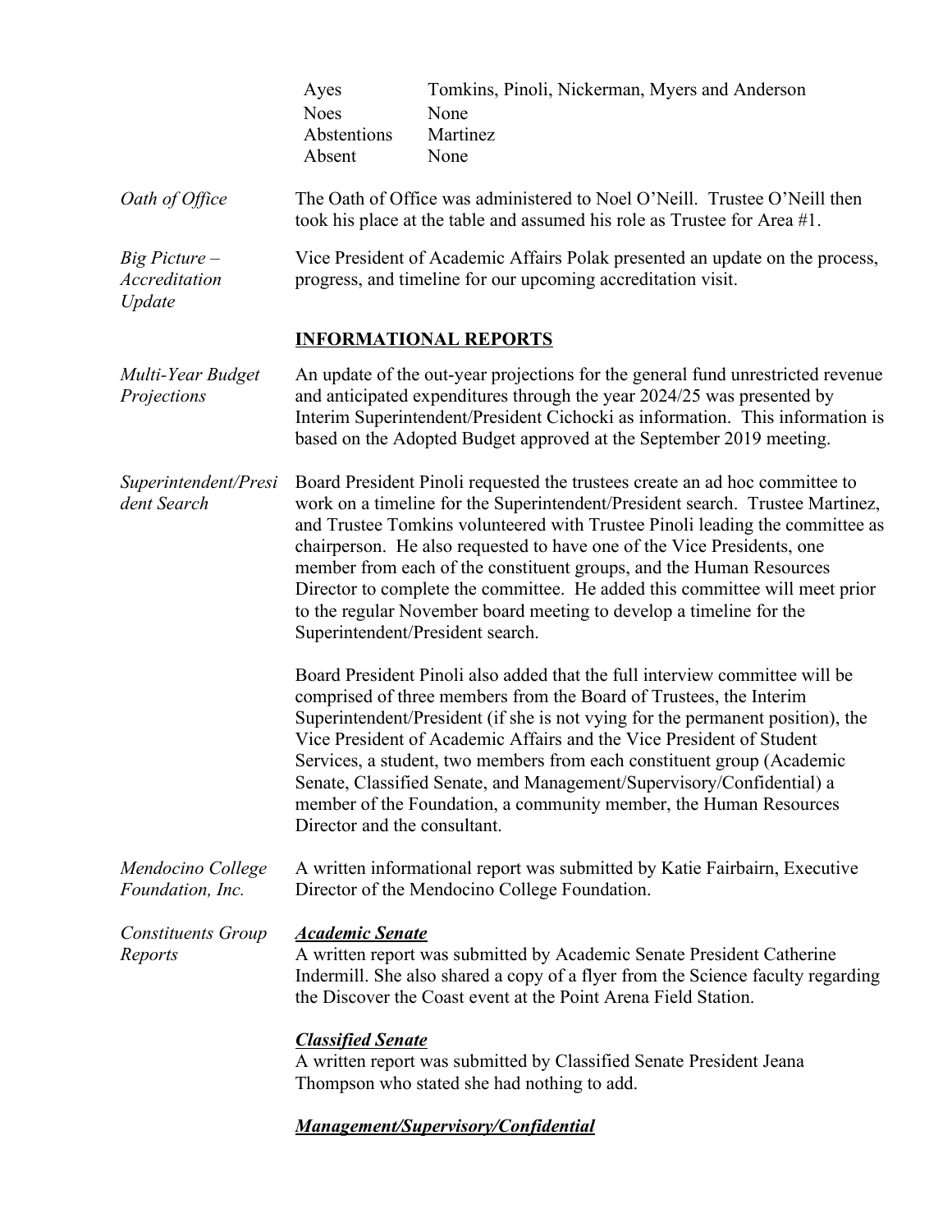| | |
|---|---|
| Ayes | Tomkins, Pinoli, Nickerman, Myers and Anderson |
| Noes | None |
| Abstentions | Martinez |
| Absent | None |

*Oath of Office*

The Oath of Office was administered to Noel O'Neill. Trustee O'Neill then took his place at the table and assumed his role as Trustee for Area #1.

*Big Picture – Accreditation Update*

Vice President of Academic Affairs Polak presented an update on the process, progress, and timeline for our upcoming accreditation visit.

## INFORMATIONAL REPORTS

*Multi-Year Budget Projections*

An update of the out-year projections for the general fund unrestricted revenue and anticipated expenditures through the year 2024/25 was presented by Interim Superintendent/President Cichocki as information. This information is based on the Adopted Budget approved at the September 2019 meeting.

*Superintendent/President Search*

Board President Pinoli requested the trustees create an ad hoc committee to work on a timeline for the Superintendent/President search. Trustee Martinez, and Trustee Tomkins volunteered with Trustee Pinoli leading the committee as chairperson. He also requested to have one of the Vice Presidents, one member from each of the constituent groups, and the Human Resources Director to complete the committee. He added this committee will meet prior to the regular November board meeting to develop a timeline for the Superintendent/President search.

Board President Pinoli also added that the full interview committee will be comprised of three members from the Board of Trustees, the Interim Superintendent/President (if she is not vying for the permanent position), the Vice President of Academic Affairs and the Vice President of Student Services, a student, two members from each constituent group (Academic Senate, Classified Senate, and Management/Supervisory/Confidential) a member of the Foundation, a community member, the Human Resources Director and the consultant.

*Mendocino College Foundation, Inc.*

A written informational report was submitted by Katie Fairbairn, Executive Director of the Mendocino College Foundation.

*Constituents Group Reports*

***Academic Senate***

A written report was submitted by Academic Senate President Catherine Indermill. She also shared a copy of a flyer from the Science faculty regarding the Discover the Coast event at the Point Arena Field Station.

***Classified Senate***

A written report was submitted by Classified Senate President Jeana Thompson who stated she had nothing to add.

***Management/Supervisory/Confidential***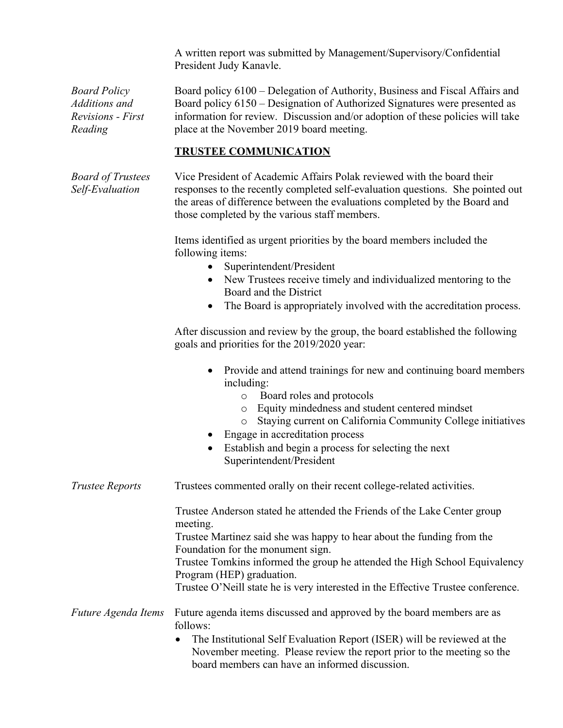A written report was submitted by Management/Supervisory/Confidential President Judy Kanavle.

*Board Policy Additions and Revisions - First Reading*

Board policy 6100 – Delegation of Authority, Business and Fiscal Affairs and Board policy 6150 – Designation of Authorized Signatures were presented as information for review. Discussion and/or adoption of these policies will take place at the November 2019 board meeting.

## TRUSTEE COMMUNICATION

*Board of Trustees Self-Evaluation*

Vice President of Academic Affairs Polak reviewed with the board their responses to the recently completed self-evaluation questions. She pointed out the areas of difference between the evaluations completed by the Board and those completed by the various staff members.

Items identified as urgent priorities by the board members included the following items:

- Superintendent/President
- New Trustees receive timely and individualized mentoring to the Board and the District
- The Board is appropriately involved with the accreditation process.

After discussion and review by the group, the board established the following goals and priorities for the 2019/2020 year:

- Provide and attend trainings for new and continuing board members including:
  - Board roles and protocols
  - Equity mindedness and student centered mindset
  - Staying current on California Community College initiatives
- Engage in accreditation process
- Establish and begin a process for selecting the next Superintendent/President

*Trustee Reports*

Trustees commented orally on their recent college-related activities.

Trustee Anderson stated he attended the Friends of the Lake Center group meeting.
Trustee Martinez said she was happy to hear about the funding from the Foundation for the monument sign.
Trustee Tomkins informed the group he attended the High School Equivalency Program (HEP) graduation.
Trustee O'Neill state he is very interested in the Effective Trustee conference.

*Future Agenda Items*

Future agenda items discussed and approved by the board members are as follows:

- The Institutional Self Evaluation Report (ISER) will be reviewed at the November meeting. Please review the report prior to the meeting so the board members can have an informed discussion.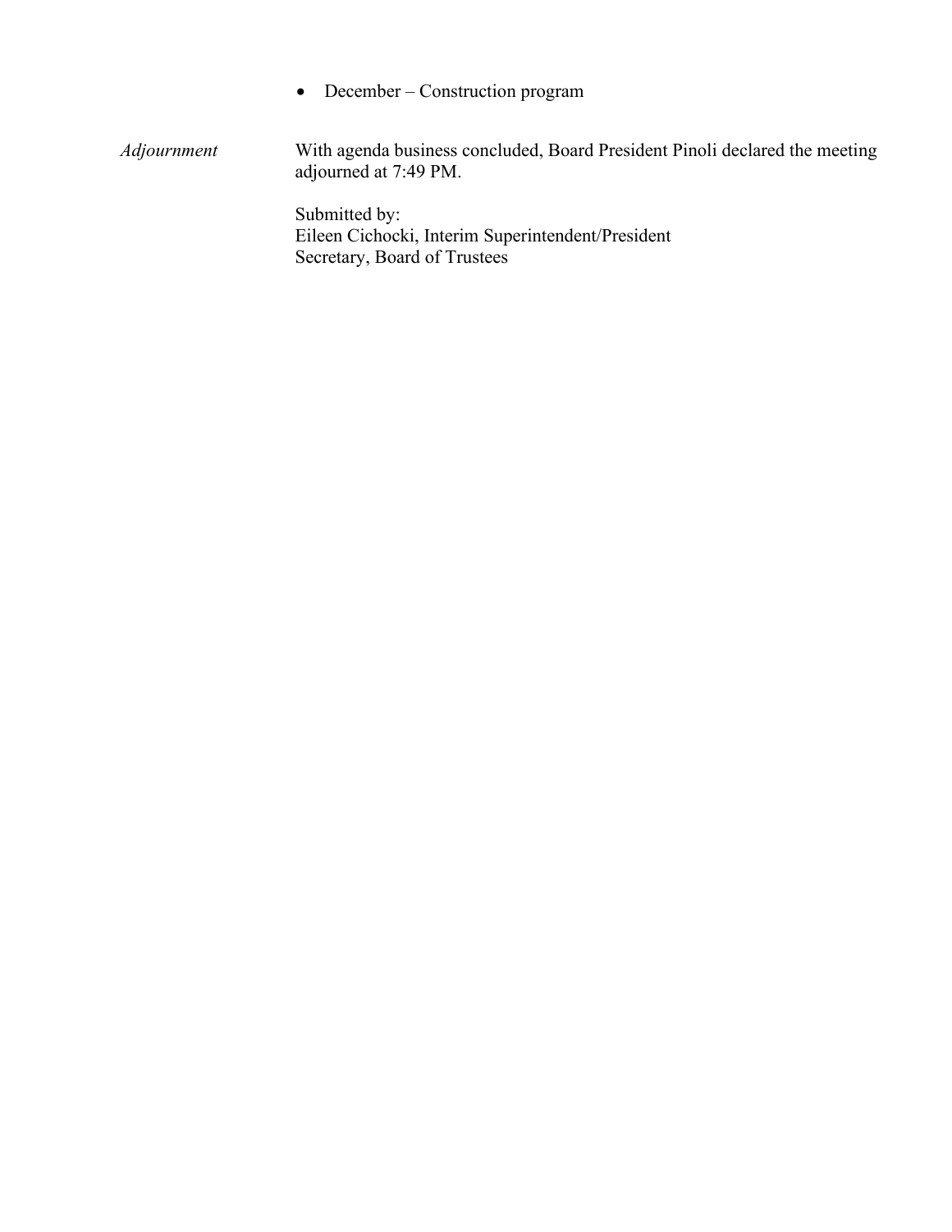- December – Construction program

*Adjournment*

With agenda business concluded, Board President Pinoli declared the meeting adjourned at 7:49 PM.

Submitted by:
Eileen Cichocki, Interim Superintendent/President
Secretary, Board of Trustees